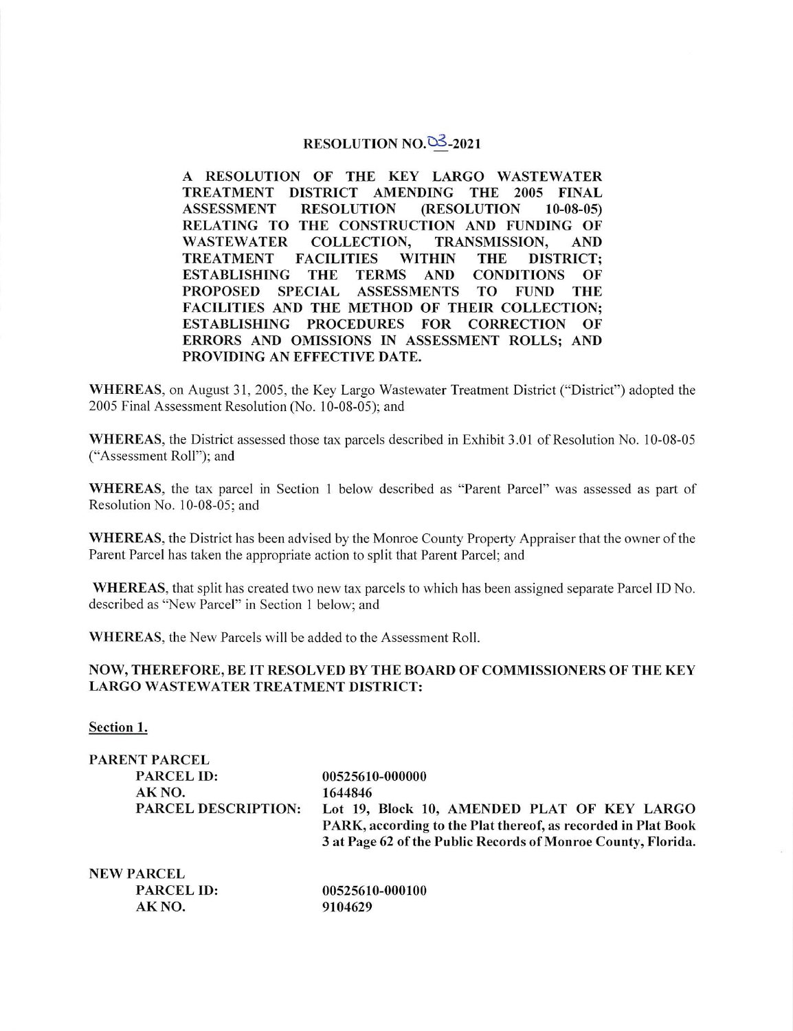# RESOLUTION NO. 03-2021

**A RESOLUTION OF THE KEY LARGO WASTEWATER TREATMENT DISTRICT AMENDING THE 2005 FINAL ASSESSMENT RESOLUTION (RESOLUTION 10-08-05) RELATING TO THE CONSTRUCTION AND FUNDING OF WASTEWATER COLLECTION, TRANSMISSION, AND TREATMENT FACILITIES WITHIN THE DISTRICT; ESTABLISHING THE TERMS AND CONDITIONS OF PROPOSED SPECIAL ASSESSMENTS TO FUND THE FACILITIES AND THE METHOD OF THEIR COLLECTION; ESTABLISHING PROCEDURES FOR CORRECTION OF ERRORS AND OMISSIONS IN ASSESSMENT ROLLS; AND PROVIDING AN EFFECTIVE DATE.**

**WHEREAS**, on August 31, 2005, the Key Largo Wastewater Treatment District ("District") adopted the 2005 Final Assessment Resolution (No. 10-08-05); and

**WHEREAS**, the District assessed those tax parcels described in Exhibit 3.01 of Resolution No. 10-08-05 ("Assessment Roll"); and

**WHEREAS**, the tax parcel in Section 1 below described as "Parent Parcel" was assessed as part of Resolution No. 10-08-05; and

**WHEREAS**, the District has been advised by the Monroe County Property Appraiser that the owner of the Parent Parcel has taken the appropriate action to split that Parent Parcel; and

**WHEREAS**, that split has created two new tax parcels to which has been assigned separate Parcel ID No. described as "New Parcel" in Section 1 below; and

**WHEREAS**, the New Parcels will be added to the Assessment Roll.

**NOW, THEREFORE, BE IT RESOLVED BY THE BOARD OF COMMISSIONERS OF THE KEY LARGO WASTEWATER TREATMENT DISTRICT:**

**Section 1.**

**PARENT PARCEL**

| | |
|---|---|
| **PARCEL ID:** | **00525610-000000** |
| **AK NO.** | **1644846** |
| **PARCEL DESCRIPTION:** | **Lot 19, Block 10, AMENDED PLAT OF KEY LARGO PARK, according to the Plat thereof, as recorded in Plat Book 3 at Page 62 of the Public Records of Monroe County, Florida.** |

**NEW PARCEL**

| | |
|---|---|
| **PARCEL ID:** | **00525610-000100** |
| **AK NO.** | **9104629** |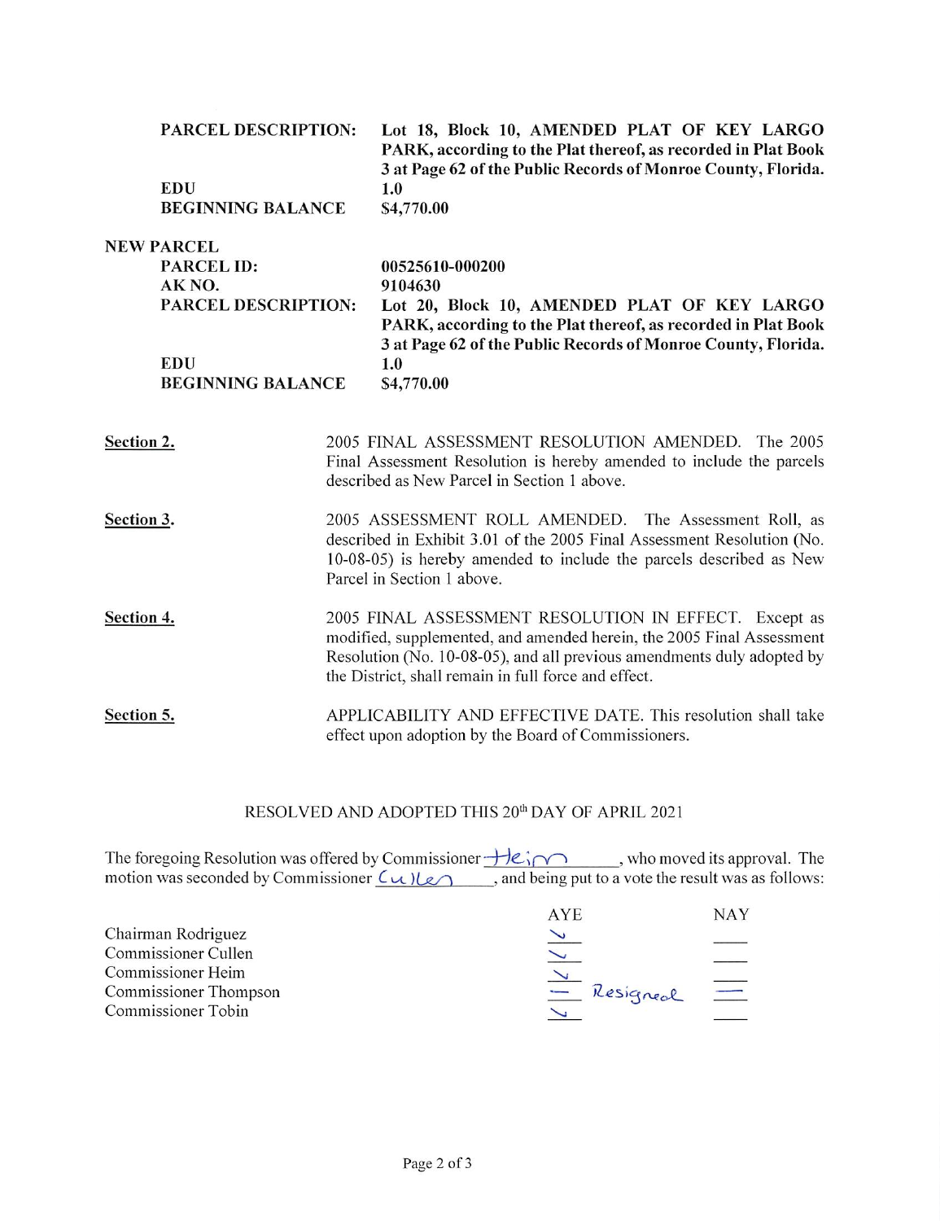**PARCEL DESCRIPTION:** **Lot 18, Block 10, AMENDED PLAT OF KEY LARGO PARK, according to the Plat thereof, as recorded in Plat Book 3 at Page 62 of the Public Records of Monroe County, Florida.**

**EDU** **1.0**

**BEGINNING BALANCE** **$4,770.00**

**NEW PARCEL**

**PARCEL ID:** **00525610-000200**

**AK NO.** **9104630**

**PARCEL DESCRIPTION:** **Lot 20, Block 10, AMENDED PLAT OF KEY LARGO PARK, according to the Plat thereof, as recorded in Plat Book 3 at Page 62 of the Public Records of Monroe County, Florida.**

**EDU** **1.0**

**BEGINNING BALANCE** **$4,770.00**

**Section 2.** 2005 FINAL ASSESSMENT RESOLUTION AMENDED. The 2005 Final Assessment Resolution is hereby amended to include the parcels described as New Parcel in Section 1 above.

**Section 3.** 2005 ASSESSMENT ROLL AMENDED. The Assessment Roll, as described in Exhibit 3.01 of the 2005 Final Assessment Resolution (No. 10-08-05) is hereby amended to include the parcels described as New Parcel in Section 1 above.

**Section 4.** 2005 FINAL ASSESSMENT RESOLUTION IN EFFECT. Except as modified, supplemented, and amended herein, the 2005 Final Assessment Resolution (No. 10-08-05), and all previous amendments duly adopted by the District, shall remain in full force and effect.

**Section 5.** APPLICABILITY AND EFFECTIVE DATE. This resolution shall take effect upon adoption by the Board of Commissioners.

RESOLVED AND ADOPTED THIS 20th DAY OF APRIL 2021

The foregoing Resolution was offered by Commissioner Heim, who moved its approval. The motion was seconded by Commissioner Cullen, and being put to a vote the result was as follows:

| | AYE | NAY |
|---|---|---|
| Chairman Rodriguez | ✓ | |
| Commissioner Cullen | ✓ | |
| Commissioner Heim | ✓ | |
| Commissioner Thompson | — Resigned | — |
| Commissioner Tobin | ✓ | |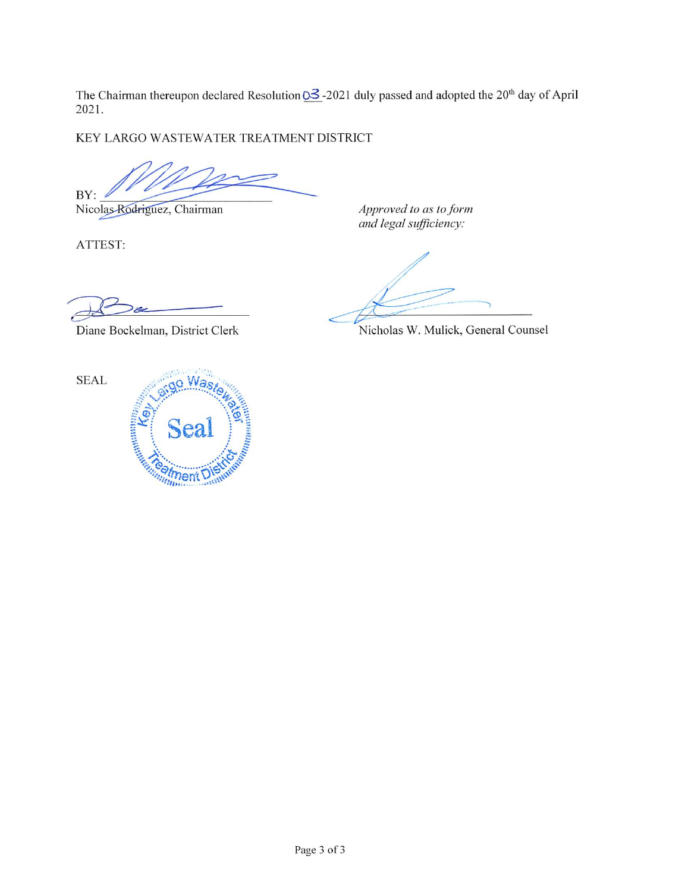The Chairman thereupon declared Resolution 03-2021 duly passed and adopted the 20th day of April 2021.

KEY LARGO WASTEWATER TREATMENT DISTRICT

BY: ______________________________
Nicolas Rodriguez, Chairman

ATTEST:

______________________________
Diane Bockelman, District Clerk

*Approved to as to form and legal sufficiency:*

______________________________
Nicholas W. Mulick, General Counsel

SEAL

Key Largo Wastewater Seal Treatment District